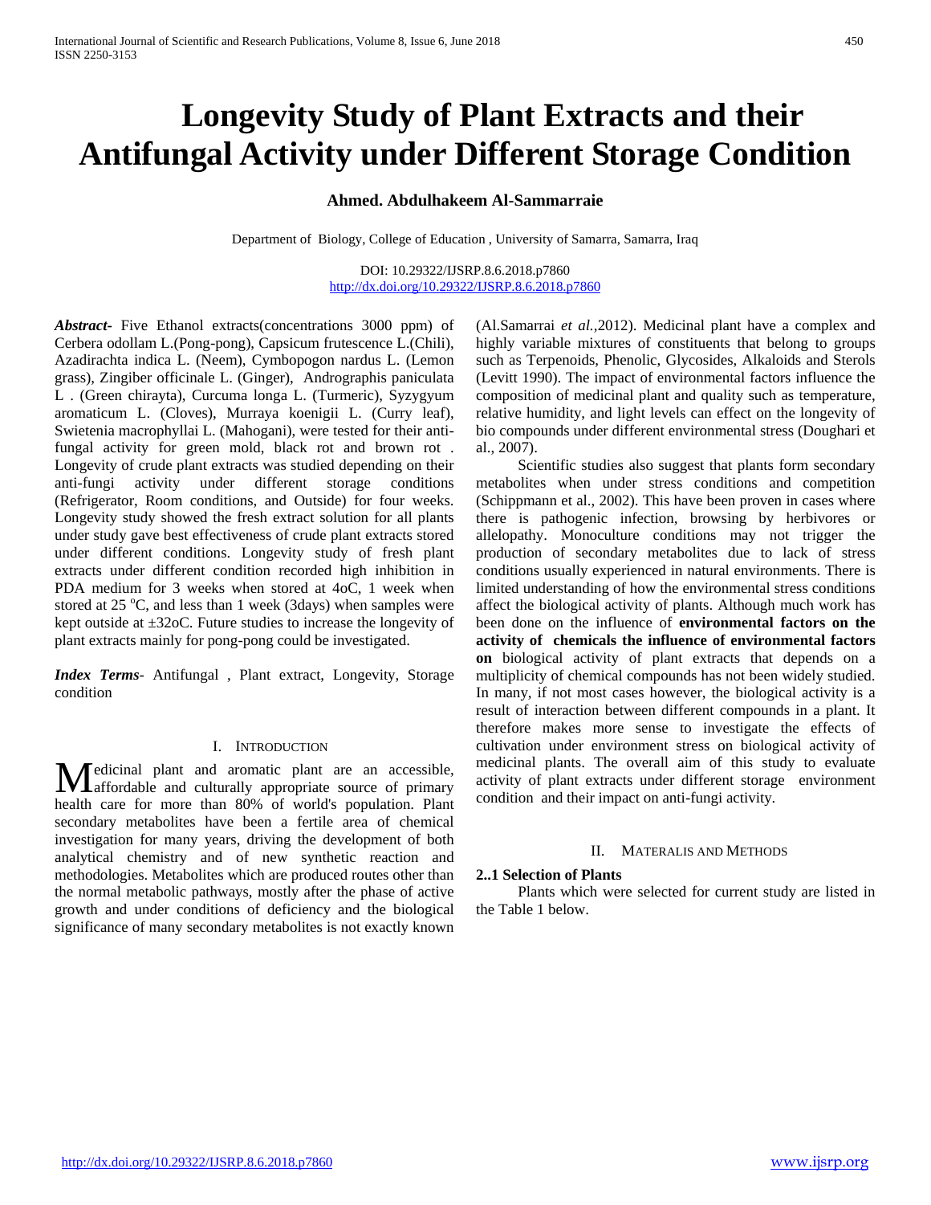# Longevity Study of Plant Extracts and their Antifungal Activity under Different Storage Condition

**Ahmed. Abdulhakeem Al-Sammarraie**

Department of Biology, College of Education , University of Samarra, Samarra, Iraq

DOI: 10.29322/IJSRP.8.6.2018.p7860
http://dx.doi.org/10.29322/IJSRP.8.6.2018.p7860

***Abstract***- Five Ethanol extracts(concentrations 3000 ppm) of Cerbera odollam L.(Pong-pong), Capsicum frutescence L.(Chili), Azadirachta indica L. (Neem), Cymbopogon nardus L. (Lemon grass), Zingiber officinale L. (Ginger), Andrographis paniculata L . (Green chirayta), Curcuma longa L. (Turmeric), Syzygyum aromaticum L. (Cloves), Murraya koenigii L. (Curry leaf), Swietenia macrophyllai L. (Mahogani), were tested for their anti-fungal activity for green mold, black rot and brown rot . Longevity of crude plant extracts was studied depending on their anti-fungi activity under different storage conditions (Refrigerator, Room conditions, and Outside) for four weeks. Longevity study showed the fresh extract solution for all plants under study gave best effectiveness of crude plant extracts stored under different conditions. Longevity study of fresh plant extracts under different condition recorded high inhibition in PDA medium for 3 weeks when stored at 4oC, 1 week when stored at 25 $^{o}$C, and less than 1 week (3days) when samples were kept outside at ±32oC. Future studies to increase the longevity of plant extracts mainly for pong-pong could be investigated.

***Index Terms***- Antifungal , Plant extract, Longevity, Storage condition

## I. Introduction

Medicinal plant and aromatic plant are an accessible, affordable and culturally appropriate source of primary health care for more than 80% of world's population. Plant secondary metabolites have been a fertile area of chemical investigation for many years, driving the development of both analytical chemistry and of new synthetic reaction and methodologies. Metabolites which are produced routes other than the normal metabolic pathways, mostly after the phase of active growth and under conditions of deficiency and the biological significance of many secondary metabolites is not exactly known (Al.Samarrai *et al.,*2012). Medicinal plant have a complex and highly variable mixtures of constituents that belong to groups such as Terpenoids, Phenolic, Glycosides, Alkaloids and Sterols (Levitt 1990). The impact of environmental factors influence the composition of medicinal plant and quality such as temperature, relative humidity, and light levels can effect on the longevity of bio compounds under different environmental stress (Doughari et al., 2007).

Scientific studies also suggest that plants form secondary metabolites when under stress conditions and competition (Schippmann et al., 2002). This have been proven in cases where there is pathogenic infection, browsing by herbivores or allelopathy. Monoculture conditions may not trigger the production of secondary metabolites due to lack of stress conditions usually experienced in natural environments. There is limited understanding of how the environmental stress conditions affect the biological activity of plants. Although much work has been done on the influence of **environmental factors on the activity of chemicals the influence of environmental factors on** biological activity of plant extracts that depends on a multiplicity of chemical compounds has not been widely studied. In many, if not most cases however, the biological activity is a result of interaction between different compounds in a plant. It therefore makes more sense to investigate the effects of cultivation under environment stress on biological activity of medicinal plants. The overall aim of this study to evaluate activity of plant extracts under different storage environment condition and their impact on anti-fungi activity.

## II. Materalis and Methods

### 2..1 Selection of Plants

Plants which were selected for current study are listed in the Table 1 below.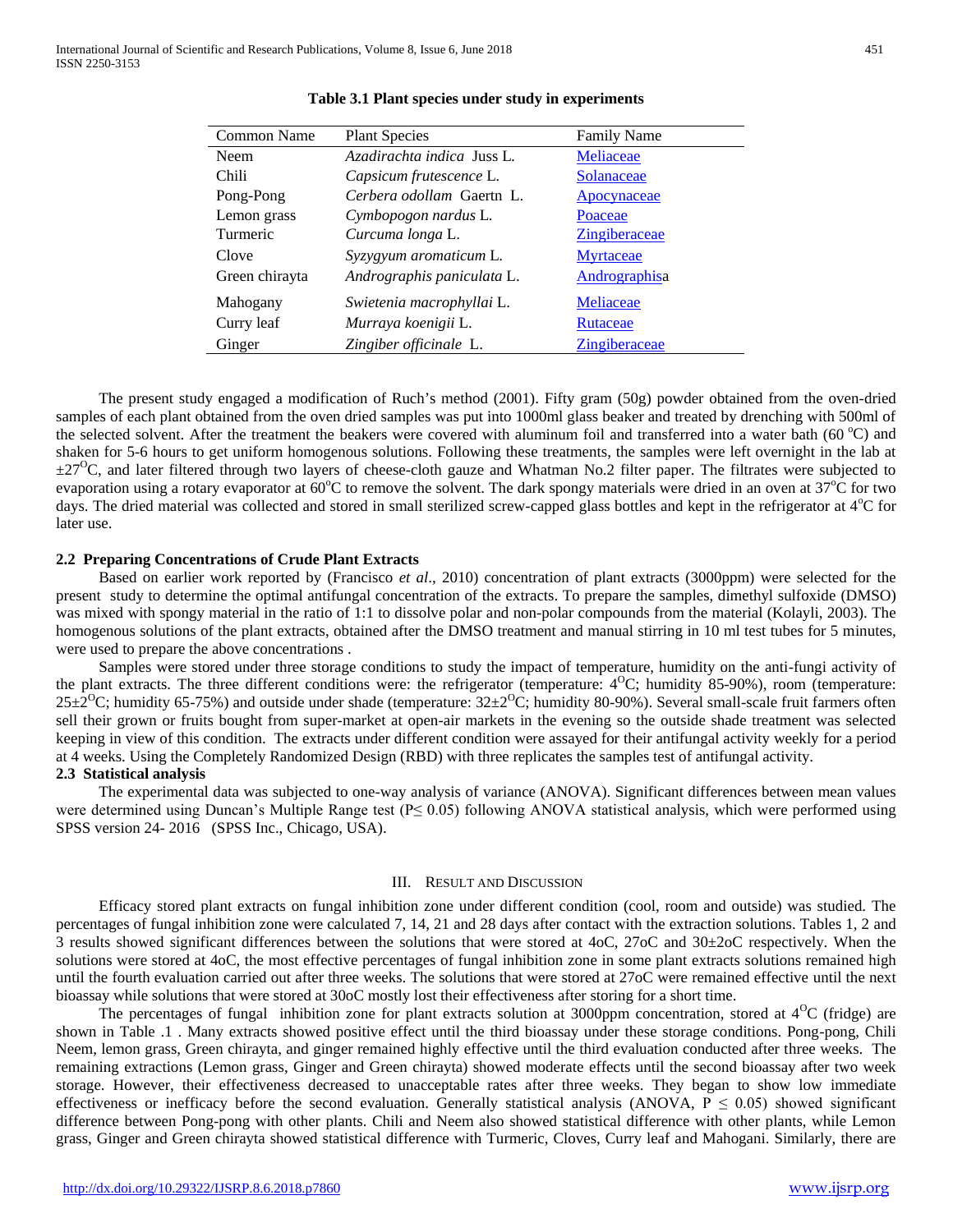**Table 3.1 Plant species under study in experiments**

| Common Name | Plant Species | Family Name |
|---|---|---|
| Neem | *Azadirachta indica* Juss L. | Meliaceae |
| Chili | *Capsicum frutescence* L. | Solanaceae |
| Pong-Pong | *Cerbera odollam* Gaertn L. | Apocynaceae |
| Lemon grass | *Cymbopogon nardus* L. | Poaceae |
| Turmeric | *Curcuma longa* L. | Zingiberaceae |
| Clove | *Syzygyum aromaticum* L. | Myrtaceae |
| Green chirayta | *Andrographis paniculata* L. | Andrographisa |
| Mahogany | *Swietenia macrophyllai* L. | Meliaceae |
| Curry leaf | *Murraya koenigii* L. | Rutaceae |
| Ginger | *Zingiber officinale* L. | Zingiberaceae |

The present study engaged a modification of Ruch's method (2001). Fifty gram (50g) powder obtained from the oven-dried samples of each plant obtained from the oven dried samples was put into 1000ml glass beaker and treated by drenching with 500ml of the selected solvent. After the treatment the beakers were covered with aluminum foil and transferred into a water bath (60 $^{o}$C) and shaken for 5-6 hours to get uniform homogenous solutions. Following these treatments, the samples were left overnight in the lab at $\pm 27^{O}$C, and later filtered through two layers of cheese-cloth gauze and Whatman No.2 filter paper. The filtrates were subjected to evaporation using a rotary evaporator at 60$^{o}$C to remove the solvent. The dark spongy materials were dried in an oven at 37$^{o}$C for two days. The dried material was collected and stored in small sterilized screw-capped glass bottles and kept in the refrigerator at 4$^{o}$C for later use.

### 2.2 Preparing Concentrations of Crude Plant Extracts

Based on earlier work reported by (Francisco *et al*., 2010) concentration of plant extracts (3000ppm) were selected for the present study to determine the optimal antifungal concentration of the extracts. To prepare the samples, dimethyl sulfoxide (DMSO) was mixed with spongy material in the ratio of 1:1 to dissolve polar and non-polar compounds from the material (Kolayli, 2003). The homogenous solutions of the plant extracts, obtained after the DMSO treatment and manual stirring in 10 ml test tubes for 5 minutes, were used to prepare the above concentrations .

Samples were stored under three storage conditions to study the impact of temperature, humidity on the anti-fungi activity of the plant extracts. The three different conditions were: the refrigerator (temperature: 4$^{O}$C; humidity 85-90%), room (temperature: $25\pm2^{O}$C; humidity 65-75%) and outside under shade (temperature: $32\pm2^{O}$C; humidity 80-90%). Several small-scale fruit farmers often sell their grown or fruits bought from super-market at open-air markets in the evening so the outside shade treatment was selected keeping in view of this condition. The extracts under different condition were assayed for their antifungal activity weekly for a period at 4 weeks. Using the Completely Randomized Design (RBD) with three replicates the samples test of antifungal activity.

### 2.3 Statistical analysis

The experimental data was subjected to one-way analysis of variance (ANOVA). Significant differences between mean values were determined using Duncan's Multiple Range test ($P \leq 0.05$) following ANOVA statistical analysis, which were performed using SPSS version 24- 2016 (SPSS Inc., Chicago, USA).

## III. Result and Discussion

Efficacy stored plant extracts on fungal inhibition zone under different condition (cool, room and outside) was studied. The percentages of fungal inhibition zone were calculated 7, 14, 21 and 28 days after contact with the extraction solutions. Tables 1, 2 and 3 results showed significant differences between the solutions that were stored at 4oC, 27oC and 30±2oC respectively. When the solutions were stored at 4oC, the most effective percentages of fungal inhibition zone in some plant extracts solutions remained high until the fourth evaluation carried out after three weeks. The solutions that were stored at 27oC were remained effective until the next bioassay while solutions that were stored at 30oC mostly lost their effectiveness after storing for a short time.

The percentages of fungal inhibition zone for plant extracts solution at 3000ppm concentration, stored at 4$^{O}$C (fridge) are shown in Table .1 . Many extracts showed positive effect until the third bioassay under these storage conditions. Pong-pong, Chili Neem, lemon grass, Green chirayta, and ginger remained highly effective until the third evaluation conducted after three weeks. The remaining extractions (Lemon grass, Ginger and Green chirayta) showed moderate effects until the second bioassay after two week storage. However, their effectiveness decreased to unacceptable rates after three weeks. They began to show low immediate effectiveness or inefficacy before the second evaluation. Generally statistical analysis (ANOVA, $P \leq 0.05$) showed significant difference between Pong-pong with other plants. Chili and Neem also showed statistical difference with other plants, while Lemon grass, Ginger and Green chirayta showed statistical difference with Turmeric, Cloves, Curry leaf and Mahogani. Similarly, there are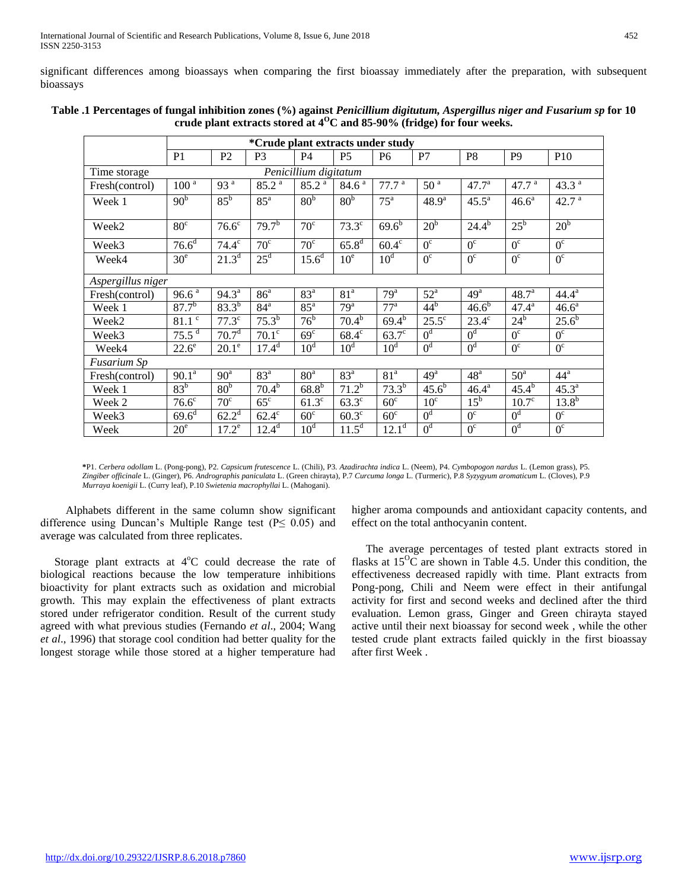significant differences among bioassays when comparing the first bioassay immediately after the preparation, with subsequent bioassays

**Table .1 Percentages of fungal inhibition zones (%) against *Penicillium digitutum, Aspergillus niger and Fusarium sp* for 10 crude plant extracts stored at $4^{O}C$ and 85-90% (fridge) for four weeks.**

| | *Crude plant extracts under study | | | | | | | | | |
|---|---|---|---|---|---|---|---|---|---|---|
| | P1 | P2 | P3 | P4 | P5 | P6 | P7 | P8 | P9 | P10 |
| Time storage | *Penicillium digitatum* | | | | | | | | | |
| Fresh(control) | $100^{a}$ | $93^{a}$ | $85.2^{a}$ | $85.2^{a}$ | $84.6^{a}$ | $77.7^{a}$ | $50^{a}$ | $47.7^{a}$ | $47.7^{a}$ | $43.3^{a}$ |
| Week 1 | $90^{b}$ | $85^{b}$ | $85^{a}$ | $80^{b}$ | $80^{b}$ | $75^{a}$ | $48.9^{a}$ | $45.5^{a}$ | $46.6^{a}$ | $42.7^{a}$ |
| Week2 | $80^{c}$ | $76.6^{c}$ | $79.7^{b}$ | $70^{c}$ | $73.3^{c}$ | $69.6^{b}$ | $20^{b}$ | $24.4^{b}$ | $25^{b}$ | $20^{b}$ |
| Week3 | $76.6^{d}$ | $74.4^{c}$ | $70^{c}$ | $70^{c}$ | $65.8^{d}$ | $60.4^{c}$ | $0^{c}$ | $0^{c}$ | $0^{c}$ | $0^{c}$ |
| Week4 | $30^{e}$ | $21.3^{d}$ | $25^{d}$ | $15.6^{d}$ | $10^{e}$ | $10^{d}$ | $0^{c}$ | $0^{c}$ | $0^{c}$ | $0^{c}$ |
| *Aspergillus niger* | | | | | | | | | | |
| Fresh(control) | $96.6^{a}$ | $94.3^{a}$ | $86^{a}$ | $83^{a}$ | $81^{a}$ | $79^{a}$ | $52^{a}$ | $49^{a}$ | $48.7^{a}$ | $44.4^{a}$ |
| Week 1 | $87.7^{b}$ | $83.3^{b}$ | $84^{a}$ | $85^{a}$ | $79^{a}$ | $77^{a}$ | $44^{b}$ | $46.6^{b}$ | $47.4^{a}$ | $46.6^{a}$ |
| Week2 | $81.1^{c}$ | $77.3^{c}$ | $75.3^{b}$ | $76^{b}$ | $70.4^{b}$ | $69.4^{b}$ | $25.5^{c}$ | $23.4^{c}$ | $24^{b}$ | $25.6^{b}$ |
| Week3 | $75.5^{d}$ | $70.7^{d}$ | $70.1^{c}$ | $69^{c}$ | $68.4^{c}$ | $63.7^{c}$ | $0^{d}$ | $0^{d}$ | $0^{c}$ | $0^{c}$ |
| Week4 | $22.6^{e}$ | $20.1^{e}$ | $17.4^{d}$ | $10^{d}$ | $10^{d}$ | $10^{d}$ | $0^{d}$ | $0^{d}$ | $0^{c}$ | $0^{c}$ |
| *Fusarium Sp* | | | | | | | | | | |
| Fresh(control) | $90.1^{a}$ | $90^{a}$ | $83^{a}$ | $80^{a}$ | $83^{a}$ | $81^{a}$ | $49^{a}$ | $48^{a}$ | $50^{a}$ | $44^{a}$ |
| Week 1 | $83^{b}$ | $80^{b}$ | $70.4^{b}$ | $68.8^{b}$ | $71.2^{b}$ | $73.3^{b}$ | $45.6^{b}$ | $46.4^{a}$ | $45.4^{b}$ | $45.3^{a}$ |
| Week 2 | $76.6^{c}$ | $70^{c}$ | $65^{c}$ | $61.3^{c}$ | $63.3^{c}$ | $60^{c}$ | $10^{c}$ | $15^{b}$ | $10.7^{c}$ | $13.8^{b}$ |
| Week3 | $69.6^{d}$ | $62.2^{d}$ | $62.4^{c}$ | $60^{c}$ | $60.3^{c}$ | $60^{c}$ | $0^{d}$ | $0^{c}$ | $0^{d}$ | $0^{c}$ |
| Week | $20^{e}$ | $17.2^{e}$ | $12.4^{d}$ | $10^{d}$ | $11.5^{d}$ | $12.1^{d}$ | $0^{d}$ | $0^{c}$ | $0^{d}$ | $0^{c}$ |

*P1. *Cerbera odollam* L. (Pong-pong), P2. *Capsicum frutescence* L. (Chili), P3. *Azadirachta indica* L. (Neem), P4. *Cymbopogon nardus* L. (Lemon grass), P5. *Zingiber officinale* L. (Ginger), P6. *Andrographis paniculata* L. (Green chirayta), P.7 *Curcuma longa* L. (Turmeric), P.8 *Syzygyum aromaticum* L. (Cloves), P.9 *Murraya koenigii* L. (Curry leaf), P.10 *Swietenia macrophyllai* L. (Mahogani).

Alphabets different in the same column show significant difference using Duncan's Multiple Range test (P≤ 0.05) and average was calculated from three replicates.

Storage plant extracts at $4^{o}C$ could decrease the rate of biological reactions because the low temperature inhibitions bioactivity for plant extracts such as oxidation and microbial growth. This may explain the effectiveness of plant extracts stored under refrigerator condition. Result of the current study agreed with what previous studies (Fernando *et al*., 2004; Wang *et al*., 1996) that storage cool condition had better quality for the longest storage while those stored at a higher temperature had higher aroma compounds and antioxidant capacity contents, and effect on the total anthocyanin content.

The average percentages of tested plant extracts stored in flasks at $15^{O}C$ are shown in Table 4.5. Under this condition, the effectiveness decreased rapidly with time. Plant extracts from Pong-pong, Chili and Neem were effect in their antifungal activity for first and second weeks and declined after the third evaluation. Lemon grass, Ginger and Green chirayta stayed active until their next bioassay for second week , while the other tested crude plant extracts failed quickly in the first bioassay after first Week .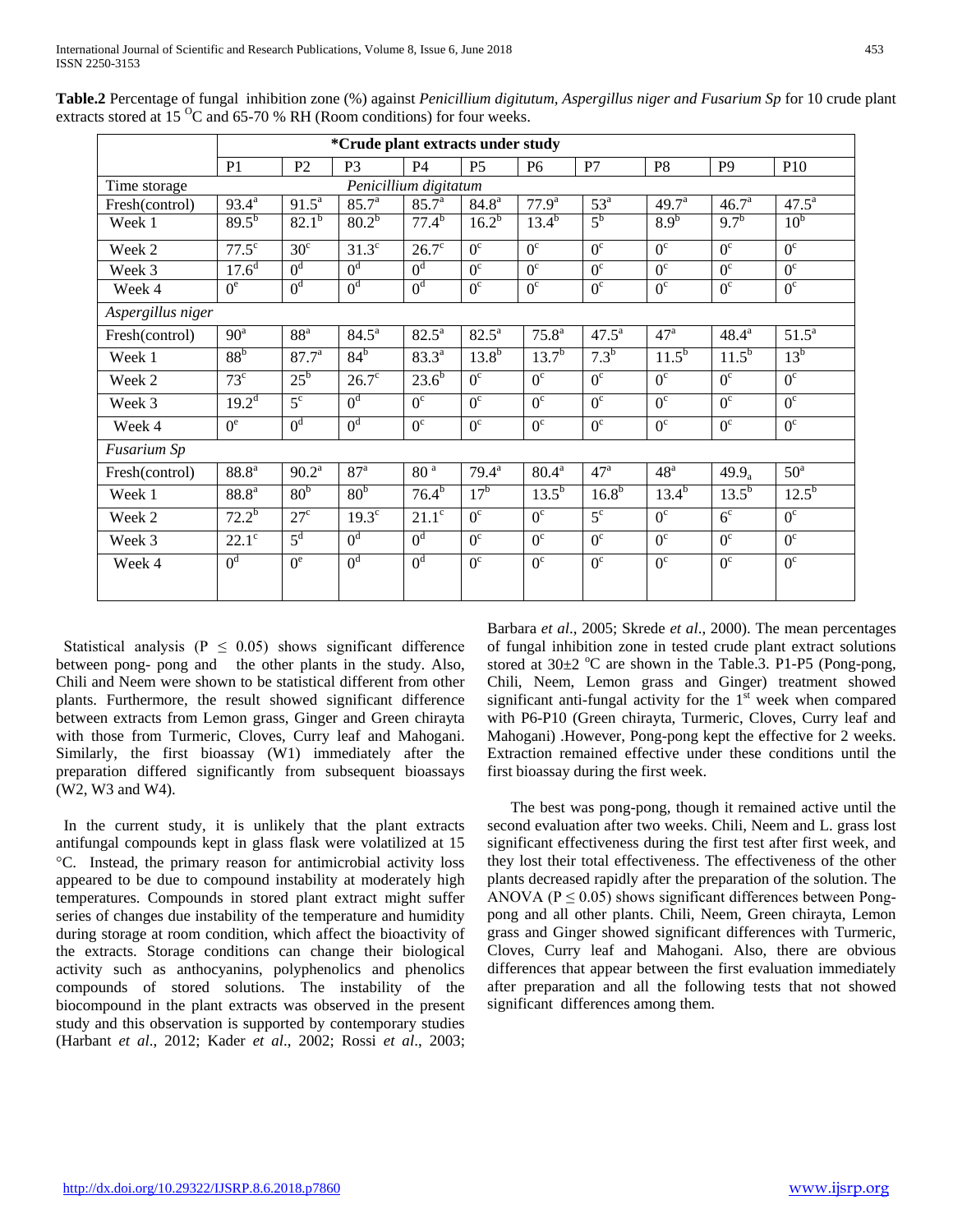**Table.2** Percentage of fungal inhibition zone (%) against *Penicillium digitutum, Aspergillus niger and Fusarium Sp* for 10 crude plant extracts stored at 15 $^{O}$C and 65-70 % RH (Room conditions) for four weeks.

| | ***Crude plant extracts under study** | | | | | | | | | |
|---|---|---|---|---|---|---|---|---|---|---|
| | P1 | P2 | P3 | P4 | P5 | P6 | P7 | P8 | P9 | P10 |
| Time storage | *Penicillium digitatum* | | | | | | | | | |
| Fresh(control) | $93.4^a$ | $91.5^a$ | $85.7^a$ | $85.7^a$ | $84.8^a$ | $77.9^a$ | $53^a$ | $49.7^a$ | $46.7^a$ | $47.5^a$ |
| Week 1 | $89.5^b$ | $82.1^b$ | $80.2^b$ | $77.4^b$ | $16.2^b$ | $13.4^b$ | $5^b$ | $8.9^b$ | $9.7^b$ | $10^b$ |
| Week 2 | $77.5^c$ | $30^c$ | $31.3^c$ | $26.7^c$ | $0^c$ | $0^c$ | $0^c$ | $0^c$ | $0^c$ | $0^c$ |
| Week 3 | $17.6^d$ | $0^d$ | $0^d$ | $0^d$ | $0^c$ | $0^c$ | $0^c$ | $0^c$ | $0^c$ | $0^c$ |
| Week 4 | $0^e$ | $0^d$ | $0^d$ | $0^d$ | $0^c$ | $0^c$ | $0^c$ | $0^c$ | $0^c$ | $0^c$ |
| *Aspergillus niger* | | | | | | | | | | |
| Fresh(control) | $90^a$ | $88^a$ | $84.5^a$ | $82.5^a$ | $82.5^a$ | $75.8^a$ | $47.5^a$ | $47^a$ | $48.4^a$ | $51.5^a$ |
| Week 1 | $88^b$ | $87.7^a$ | $84^b$ | $83.3^a$ | $13.8^b$ | $13.7^b$ | $7.3^b$ | $11.5^b$ | $11.5^b$ | $13^b$ |
| Week 2 | $73^c$ | $25^b$ | $26.7^c$ | $23.6^b$ | $0^c$ | $0^c$ | $0^c$ | $0^c$ | $0^c$ | $0^c$ |
| Week 3 | $19.2^d$ | $5^c$ | $0^d$ | $0^c$ | $0^c$ | $0^c$ | $0^c$ | $0^c$ | $0^c$ | $0^c$ |
| Week 4 | $0^e$ | $0^d$ | $0^d$ | $0^c$ | $0^c$ | $0^c$ | $0^c$ | $0^c$ | $0^c$ | $0^c$ |
| *Fusarium Sp* | | | | | | | | | | |
| Fresh(control) | $88.8^a$ | $90.2^a$ | $87^a$ | $80^a$ | $79.4^a$ | $80.4^a$ | $47^a$ | $48^a$ | $49.9_a$ | $50^a$ |
| Week 1 | $88.8^a$ | $80^b$ | $80^b$ | $76.4^b$ | $17^b$ | $13.5^b$ | $16.8^b$ | $13.4^b$ | $13.5^b$ | $12.5^b$ |
| Week 2 | $72.2^b$ | $27^c$ | $19.3^c$ | $21.1^c$ | $0^c$ | $0^c$ | $5^c$ | $0^c$ | $6^c$ | $0^c$ |
| Week 3 | $22.1^c$ | $5^d$ | $0^d$ | $0^d$ | $0^c$ | $0^c$ | $0^c$ | $0^c$ | $0^c$ | $0^c$ |
| Week 4 | $0^d$ | $0^e$ | $0^d$ | $0^d$ | $0^c$ | $0^c$ | $0^c$ | $0^c$ | $0^c$ | $0^c$ |

Statistical analysis ($P \leq 0.05$) shows significant difference between pong- pong and the other plants in the study. Also, Chili and Neem were shown to be statistical different from other plants. Furthermore, the result showed significant difference between extracts from Lemon grass, Ginger and Green chirayta with those from Turmeric, Cloves, Curry leaf and Mahogani. Similarly, the first bioassay (W1) immediately after the preparation differed significantly from subsequent bioassays (W2, W3 and W4).

In the current study, it is unlikely that the plant extracts antifungal compounds kept in glass flask were volatilized at 15 °C. Instead, the primary reason for antimicrobial activity loss appeared to be due to compound instability at moderately high temperatures. Compounds in stored plant extract might suffer series of changes due instability of the temperature and humidity during storage at room condition, which affect the bioactivity of the extracts. Storage conditions can change their biological activity such as anthocyanins, polyphenolics and phenolics compounds of stored solutions. The instability of the biocompound in the plant extracts was observed in the present study and this observation is supported by contemporary studies (Harbant *et al*., 2012; Kader *et al*., 2002; Rossi *et al*., 2003; Barbara *et al*., 2005; Skrede *et al*., 2000). The mean percentages of fungal inhibition zone in tested crude plant extract solutions stored at 30±2 °C are shown in the Table.3. P1-P5 (Pong-pong, Chili, Neem, Lemon grass and Ginger) treatment showed significant anti-fungal activity for the 1st week when compared with P6-P10 (Green chirayta, Turmeric, Cloves, Curry leaf and Mahogani) .However, Pong-pong kept the effective for 2 weeks. Extraction remained effective under these conditions until the first bioassay during the first week.

The best was pong-pong, though it remained active until the second evaluation after two weeks. Chili, Neem and L. grass lost significant effectiveness during the first test after first week, and they lost their total effectiveness. The effectiveness of the other plants decreased rapidly after the preparation of the solution. The ANOVA ($P \leq 0.05$) shows significant differences between Pong-pong and all other plants. Chili, Neem, Green chirayta, Lemon grass and Ginger showed significant differences with Turmeric, Cloves, Curry leaf and Mahogani. Also, there are obvious differences that appear between the first evaluation immediately after preparation and all the following tests that not showed significant differences among them.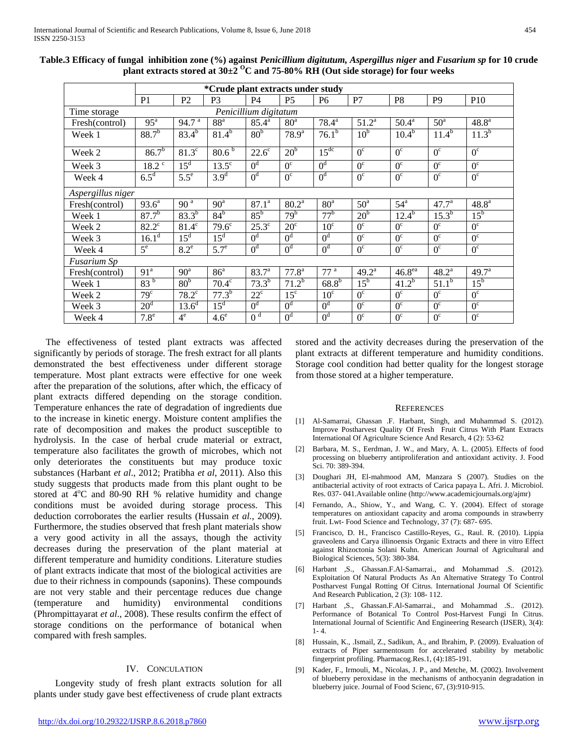**Table.3 Efficacy of fungal inhibition zone (%) against *Penicillium digitutum, Aspergillus niger* and *Fusarium sp* for 10 crude plant extracts stored at 30±2 $^{O}$C and 75-80% RH (Out side storage) for four weeks**

| | *Crude plant extracts under study | | | | | | | | | |
|---|---|---|---|---|---|---|---|---|---|---|
| | P1 | P2 | P3 | P4 | P5 | P6 | P7 | P8 | P9 | P10 |
| Time storage | *Penicillium digitatum* | | | | | | | | | |
| Fresh(control) | $95^{a}$ | $94.7^{a}$ | $88^{a}$ | $85.4^{a}$ | $80^{a}$ | $78.4^{a}$ | $51.2^{a}$ | $50.4^{a}$ | $50^{a}$ | $48.8^{a}$ |
| Week 1 | $88.7^{b}$ | $83.4^{b}$ | $81.4^{b}$ | $80^{b}$ | $78.9^{a}$ | $76.1^{b}$ | $10^{b}$ | $10.4^{b}$ | $11.4^{b}$ | $11.3^{b}$ |
| Week 2 | $86.7^{b}$ | $81.3^{c}$ | $80.6^{b}$ | $22.6^{c}$ | $20^{b}$ | $15^{dc}$ | $0^{c}$ | $0^{c}$ | $0^{c}$ | $0^{c}$ |
| Week 3 | $18.2^{c}$ | $15^{d}$ | $13.5^{c}$ | $0^{d}$ | $0^{c}$ | $0^{d}$ | $0^{c}$ | $0^{c}$ | $0^{c}$ | $0^{c}$ |
| Week 4 | $6.5^{d}$ | $5.5^{e}$ | $3.9^{d}$ | $0^{d}$ | $0^{c}$ | $0^{d}$ | $0^{c}$ | $0^{c}$ | $0^{c}$ | $0^{c}$ |
| *Aspergillus niger* | | | | | | | | | | |
| Fresh(control) | $93.6^{a}$ | $90^{a}$ | $90^{a}$ | $87.1^{a}$ | $80.2^{a}$ | $80^{a}$ | $50^{a}$ | $54^{a}$ | $47.7^{a}$ | $48.8^{a}$ |
| Week 1 | $87.7^{b}$ | $83.3^{b}$ | $84^{b}$ | $85^{b}$ | $79^{b}$ | $77^{b}$ | $20^{b}$ | $12.4^{b}$ | $15.3^{b}$ | $15^{b}$ |
| Week 2 | $82.2^{c}$ | $81.4^{c}$ | $79.6^{c}$ | $25.3^{c}$ | $20^{c}$ | $10^{c}$ | $0^{c}$ | $0^{c}$ | $0^{c}$ | $0^{c}$ |
| Week 3 | $16.1^{d}$ | $15^{d}$ | $15^{d}$ | $0^{d}$ | $0^{d}$ | $0^{d}$ | $0^{c}$ | $0^{c}$ | $0^{c}$ | $0^{c}$ |
| Week 4 | $5^{e}$ | $8.2^{e}$ | $5.7^{e}$ | $0^{d}$ | $0^{d}$ | $0^{d}$ | $0^{c}$ | $0^{c}$ | $0^{c}$ | $0^{c}$ |
| *Fusarium Sp* | | | | | | | | | | |
| Fresh(control) | $91^{a}$ | $90^{a}$ | $86^{a}$ | $83.7^{a}$ | $77.8^{a}$ | $77^{a}$ | $49.2^{a}$ | $46.8^{ea}$ | $48.2^{a}$ | $49.7^{a}$ |
| Week 1 | $83^{b}$ | $80^{b}$ | $70.4^{c}$ | $73.3^{b}$ | $71.2^{b}$ | $68.8^{b}$ | $15^{b}$ | $41.2^{b}$ | $51.1^{b}$ | $15^{b}$ |
| Week 2 | $79^{c}$ | $78.2^{c}$ | $77.3^{b}$ | $22^{c}$ | $15^{c}$ | $10^{c}$ | $0^{c}$ | $0^{c}$ | $0^{c}$ | $0^{c}$ |
| Week 3 | $20^{d}$ | $13.6^{d}$ | $15^{d}$ | $0^{d}$ | $0^{d}$ | $0^{d}$ | $0^{c}$ | $0^{c}$ | $0^{c}$ | $0^{c}$ |
| Week 4 | $7.8^{e}$ | $4^{e}$ | $4.6^{e}$ | $0^{d}$ | $0^{d}$ | $0^{d}$ | $0^{c}$ | $0^{c}$ | $0^{c}$ | $0^{c}$ |

The effectiveness of tested plant extracts was affected significantly by periods of storage. The fresh extract for all plants demonstrated the best effectiveness under different storage temperature. Most plant extracts were effective for one week after the preparation of the solutions, after which, the efficacy of plant extracts differed depending on the storage condition. Temperature enhances the rate of degradation of ingredients due to the increase in kinetic energy. Moisture content amplifies the rate of decomposition and makes the product susceptible to hydrolysis. In the case of herbal crude material or extract, temperature also facilitates the growth of microbes, which not only deteriorates the constituents but may produce toxic substances (Harbant *et al*., 2012; Pratibha *et al*, 2011). Also this study suggests that products made from this plant ought to be stored at 4$^{o}$C and 80-90 RH % relative humidity and change conditions must be avoided during storage process. This deduction corroborates the earlier results (Hussain *et al.*, 2009). Furthermore, the studies observed that fresh plant materials show a very good activity in all the assays, though the activity decreases during the preservation of the plant material at different temperature and humidity conditions. Literature studies of plant extracts indicate that most of the biological activities are due to their richness in compounds (saponins). These compounds are not very stable and their percentage reduces due change (temperature and humidity) environmental conditions (Phrompittayarat *et al*., 2008). These results confirm the effect of storage conditions on the performance of botanical when compared with fresh samples.

## IV. CONCULATION

Longevity study of fresh plant extracts solution for all plants under study gave best effectiveness of crude plant extracts stored and the activity decreases during the preservation of the plant extracts at different temperature and humidity conditions. Storage cool condition had better quality for the longest storage from those stored at a higher temperature.

## REFERENCES

[1] Al-Samarrai, Ghassan .F. Harbant, Singh, and Muhammad S. (2012). Improve Postharvest Quality Of Fresh Fruit Citrus With Plant Extracts International Of Agriculture Science And Resarch, 4 (2): 53-62

[2] Barbara, M. S., Eerdman, J. W., and Mary, A. L. (2005). Effects of food processing on blueberry antiproliferation and antioxidant activity. J. Food Sci. 70: 389-394.

[3] Doughari JH, El-mahmood AM, Manzara S (2007). Studies on the antibacterial activity of root extracts of Carica papaya L. Afri. J. Microbiol. Res. 037- 041.Available online (http://www.academicjournals.org/ajmr)

[4] Fernando, A., Shiow, Y., and Wang, C. Y. (2004). Effect of storage temperatures on antioxidant capacity and aroma compounds in strawberry fruit. Lwt- Food Science and Technology, 37 (7): 687- 695.

[5] Francisco, D. H., Francisco Castillo-Reyes, G., Raul. R. (2010). Lippia graveolens and Carya illinoensis Organic Extracts and there in vitro Effect against Rhizoctonia Solani Kuhn. American Journal of Agricultural and Biological Sciences, 5(3): 380-384.

[6] Harbant ,S., Ghassan.F.Al-Samarrai., and Mohammad .S. (2012). Exploitation Of Natural Products As An Alternative Strategy To Control Postharvest Fungal Rotting Of Citrus. International Journal Of Scientific And Research Publication, 2 (3): 108- 112.

[7] Harbant ,S., Ghassan.F.Al-Samarrai., and Mohammad .S.. (2012). Performance of Botanical To Control Post-Harvest Fungi In Citrus. International Journal of Scientific And Engineering Research (IJSER), 3(4): 1- 4.

[8] Hussain, K., .Ismail, Z., Sadikun, A., and Ibrahim, P. (2009). Evaluation of extracts of Piper sarmentosum for accelerated stability by metabolic fingerprint profiling. Pharmacog.Res.1, (4):185-191.

[9] Kader, F., Irmouli, M., Nicolas, J. P., and Metche, M. (2002). Involvement of blueberry peroxidase in the mechanisms of anthocyanin degradation in blueberry juice. Journal of Food Scienc, 67, (3):910-915.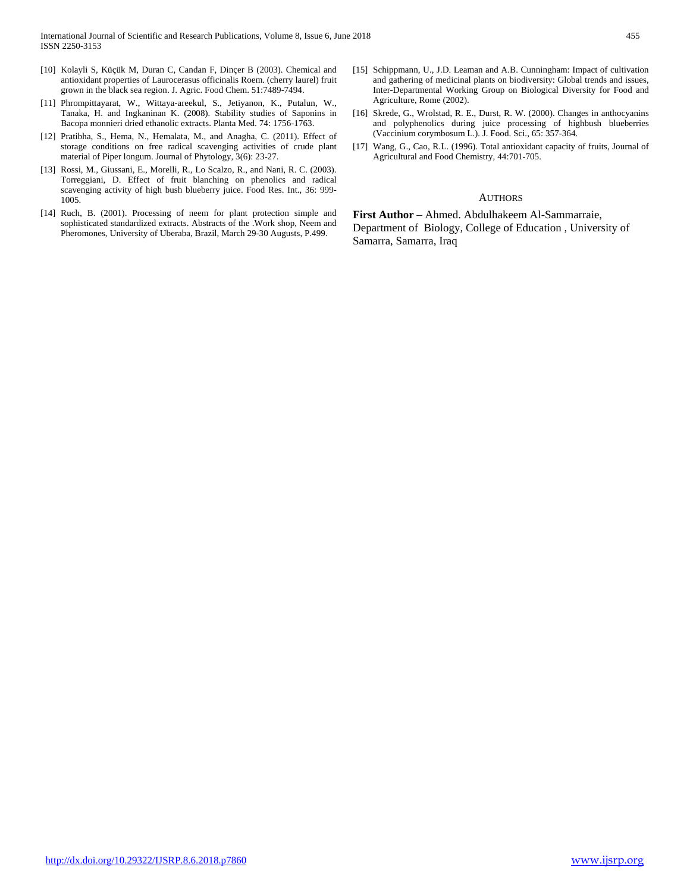[10] Kolayli S, Küçük M, Duran C, Candan F, Dinçer B (2003). Chemical and antioxidant properties of Laurocerasus officinalis Roem. (cherry laurel) fruit grown in the black sea region. J. Agric. Food Chem. 51:7489-7494.

[11] Phrompittayarat, W., Wittaya-areekul, S., Jetiyanon, K., Putalun, W., Tanaka, H. and Ingkaninan K. (2008). Stability studies of Saponins in Bacopa monnieri dried ethanolic extracts. Planta Med. 74: 1756-1763.

[12] Pratibha, S., Hema, N., Hemalata, M., and Anagha, C. (2011). Effect of storage conditions on free radical scavenging activities of crude plant material of Piper longum. Journal of Phytology, 3(6): 23-27.

[13] Rossi, M., Giussani, E., Morelli, R., Lo Scalzo, R., and Nani, R. C. (2003). Torreggiani, D. Effect of fruit blanching on phenolics and radical scavenging activity of high bush blueberry juice. Food Res. Int., 36: 999-1005.

[14] Ruch, B. (2001). Processing of neem for plant protection simple and sophisticated standardized extracts. Abstracts of the .Work shop, Neem and Pheromones, University of Uberaba, Brazil, March 29-30 Augusts, P.499.

[15] Schippmann, U., J.D. Leaman and A.B. Cunningham: Impact of cultivation and gathering of medicinal plants on biodiversity: Global trends and issues, Inter-Departmental Working Group on Biological Diversity for Food and Agriculture, Rome (2002).

[16] Skrede, G., Wrolstad, R. E., Durst, R. W. (2000). Changes in anthocyanins and polyphenolics during juice processing of highbush blueberries (Vaccinium corymbosum L.). J. Food. Sci., 65: 357-364.

[17] Wang, G., Cao, R.L. (1996). Total antioxidant capacity of fruits, Journal of Agricultural and Food Chemistry, 44:701-705.

## AUTHORS

**First Author** – Ahmed. Abdulhakeem Al-Sammarraie, Department of Biology, College of Education , University of Samarra, Samarra, Iraq